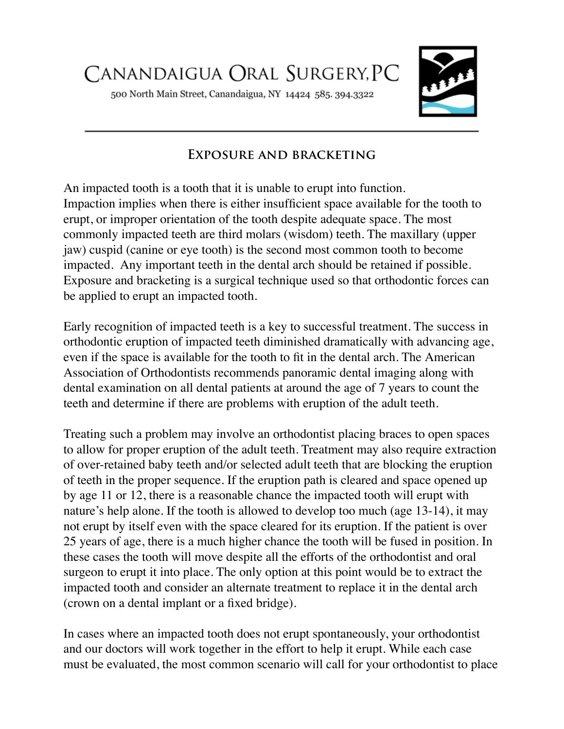# Canandaigua Oral Surgery, PC

500 North Main Street, Canandaigua, NY 14424 585. 394.3322

## Exposure and bracketing

An impacted tooth is a tooth that it is unable to erupt into function. Impaction implies when there is either insufficient space available for the tooth to erupt, or improper orientation of the tooth despite adequate space. The most commonly impacted teeth are third molars (wisdom) teeth. The maxillary (upper jaw) cuspid (canine or eye tooth) is the second most common tooth to become impacted. Any important teeth in the dental arch should be retained if possible. Exposure and bracketing is a surgical technique used so that orthodontic forces can be applied to erupt an impacted tooth.

Early recognition of impacted teeth is a key to successful treatment. The success in orthodontic eruption of impacted teeth diminished dramatically with advancing age, even if the space is available for the tooth to fit in the dental arch. The American Association of Orthodontists recommends panoramic dental imaging along with dental examination on all dental patients at around the age of 7 years to count the teeth and determine if there are problems with eruption of the adult teeth.

Treating such a problem may involve an orthodontist placing braces to open spaces to allow for proper eruption of the adult teeth. Treatment may also require extraction of over-retained baby teeth and/or selected adult teeth that are blocking the eruption of teeth in the proper sequence. If the eruption path is cleared and space opened up by age 11 or 12, there is a reasonable chance the impacted tooth will erupt with nature's help alone. If the tooth is allowed to develop too much (age 13-14), it may not erupt by itself even with the space cleared for its eruption. If the patient is over 25 years of age, there is a much higher chance the tooth will be fused in position. In these cases the tooth will move despite all the efforts of the orthodontist and oral surgeon to erupt it into place. The only option at this point would be to extract the impacted tooth and consider an alternate treatment to replace it in the dental arch (crown on a dental implant or a fixed bridge).

In cases where an impacted tooth does not erupt spontaneously, your orthodontist and our doctors will work together in the effort to help it erupt. While each case must be evaluated, the most common scenario will call for your orthodontist to place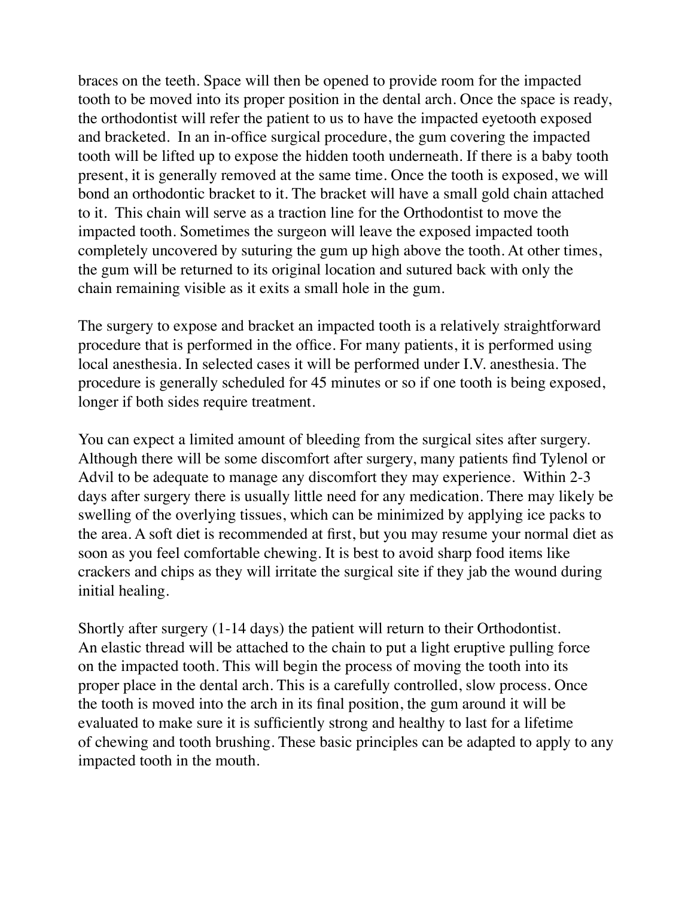braces on the teeth. Space will then be opened to provide room for the impacted tooth to be moved into its proper position in the dental arch. Once the space is ready, the orthodontist will refer the patient to us to have the impacted eyetooth exposed and bracketed. In an in-office surgical procedure, the gum covering the impacted tooth will be lifted up to expose the hidden tooth underneath. If there is a baby tooth present, it is generally removed at the same time. Once the tooth is exposed, we will bond an orthodontic bracket to it. The bracket will have a small gold chain attached to it. This chain will serve as a traction line for the Orthodontist to move the impacted tooth. Sometimes the surgeon will leave the exposed impacted tooth completely uncovered by suturing the gum up high above the tooth. At other times, the gum will be returned to its original location and sutured back with only the chain remaining visible as it exits a small hole in the gum.

The surgery to expose and bracket an impacted tooth is a relatively straightforward procedure that is performed in the office. For many patients, it is performed using local anesthesia. In selected cases it will be performed under I.V. anesthesia. The procedure is generally scheduled for 45 minutes or so if one tooth is being exposed, longer if both sides require treatment.

You can expect a limited amount of bleeding from the surgical sites after surgery. Although there will be some discomfort after surgery, many patients find Tylenol or Advil to be adequate to manage any discomfort they may experience. Within 2-3 days after surgery there is usually little need for any medication. There may likely be swelling of the overlying tissues, which can be minimized by applying ice packs to the area. A soft diet is recommended at first, but you may resume your normal diet as soon as you feel comfortable chewing. It is best to avoid sharp food items like crackers and chips as they will irritate the surgical site if they jab the wound during initial healing.

Shortly after surgery (1-14 days) the patient will return to their Orthodontist. An elastic thread will be attached to the chain to put a light eruptive pulling force on the impacted tooth. This will begin the process of moving the tooth into its proper place in the dental arch. This is a carefully controlled, slow process. Once the tooth is moved into the arch in its final position, the gum around it will be evaluated to make sure it is sufficiently strong and healthy to last for a lifetime of chewing and tooth brushing. These basic principles can be adapted to apply to any impacted tooth in the mouth.